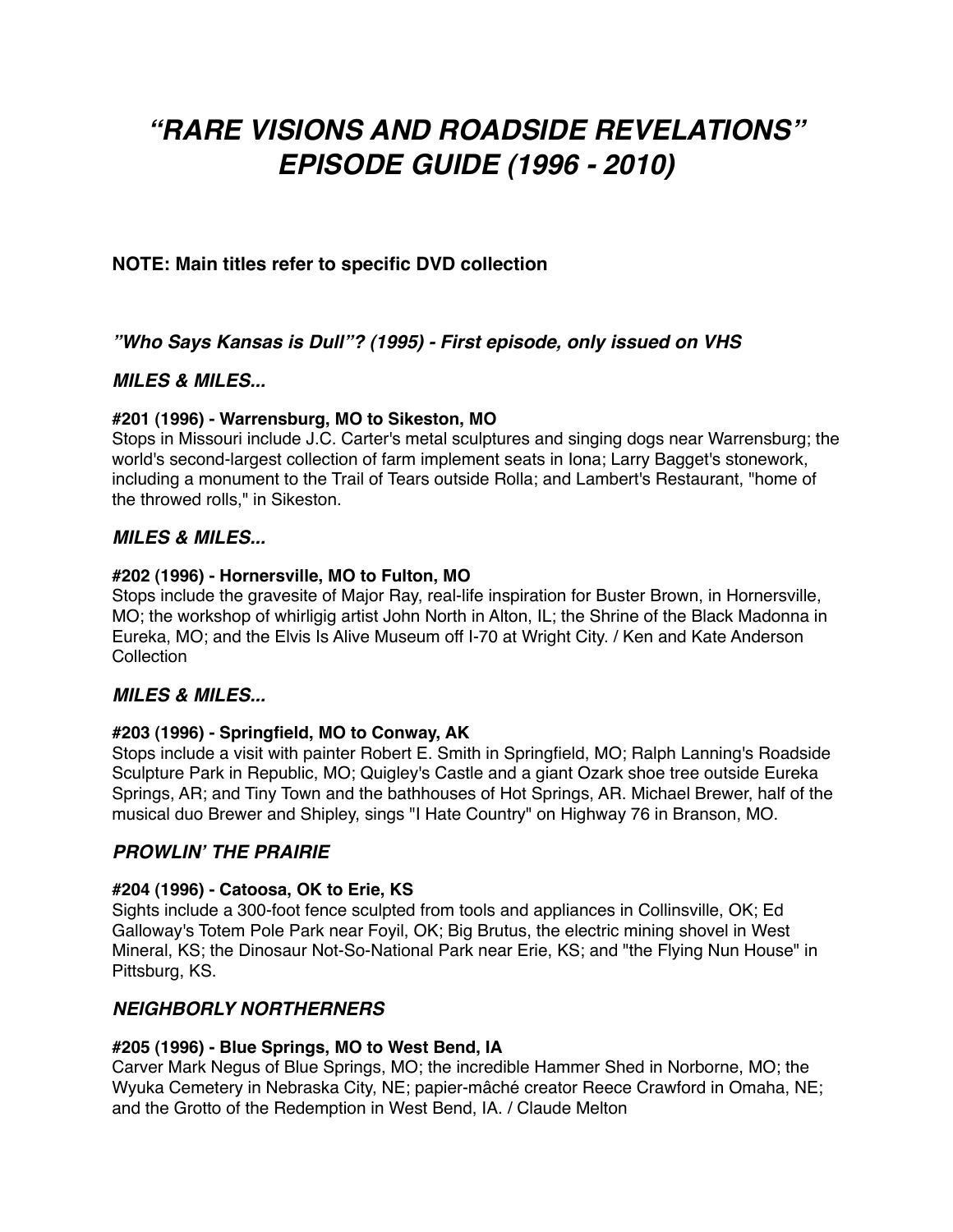# *"RARE VISIONS AND ROADSIDE REVELATIONS" EPISODE GUIDE (1996 - 2010)*

**NOTE: Main titles refer to specific DVD collection**

***"Who Says Kansas is Dull"? (1995) - First episode, only issued on VHS***

### *MILES & MILES...*

**#201 (1996) - Warrensburg, MO to Sikeston, MO**

Stops in Missouri include J.C. Carter's metal sculptures and singing dogs near Warrensburg; the world's second-largest collection of farm implement seats in Iona; Larry Bagget's stonework, including a monument to the Trail of Tears outside Rolla; and Lambert's Restaurant, "home of the throwed rolls," in Sikeston.

### *MILES & MILES...*

**#202 (1996) - Hornersville, MO to Fulton, MO**

Stops include the gravesite of Major Ray, real-life inspiration for Buster Brown, in Hornersville, MO; the workshop of whirligig artist John North in Alton, IL; the Shrine of the Black Madonna in Eureka, MO; and the Elvis Is Alive Museum off I-70 at Wright City. / Ken and Kate Anderson Collection

### *MILES & MILES...*

**#203 (1996) - Springfield, MO to Conway, AK**

Stops include a visit with painter Robert E. Smith in Springfield, MO; Ralph Lanning's Roadside Sculpture Park in Republic, MO; Quigley's Castle and a giant Ozark shoe tree outside Eureka Springs, AR; and Tiny Town and the bathhouses of Hot Springs, AR. Michael Brewer, half of the musical duo Brewer and Shipley, sings "I Hate Country" on Highway 76 in Branson, MO.

### *PROWLIN' THE PRAIRIE*

**#204 (1996) - Catoosa, OK to Erie, KS**

Sights include a 300-foot fence sculpted from tools and appliances in Collinsville, OK; Ed Galloway's Totem Pole Park near Foyil, OK; Big Brutus, the electric mining shovel in West Mineral, KS; the Dinosaur Not-So-National Park near Erie, KS; and "the Flying Nun House" in Pittsburg, KS.

### *NEIGHBORLY NORTHERNERS*

**#205 (1996) - Blue Springs, MO to West Bend, IA**

Carver Mark Negus of Blue Springs, MO; the incredible Hammer Shed in Norborne, MO; the Wyuka Cemetery in Nebraska City, NE; papier-mâché creator Reece Crawford in Omaha, NE; and the Grotto of the Redemption in West Bend, IA. / Claude Melton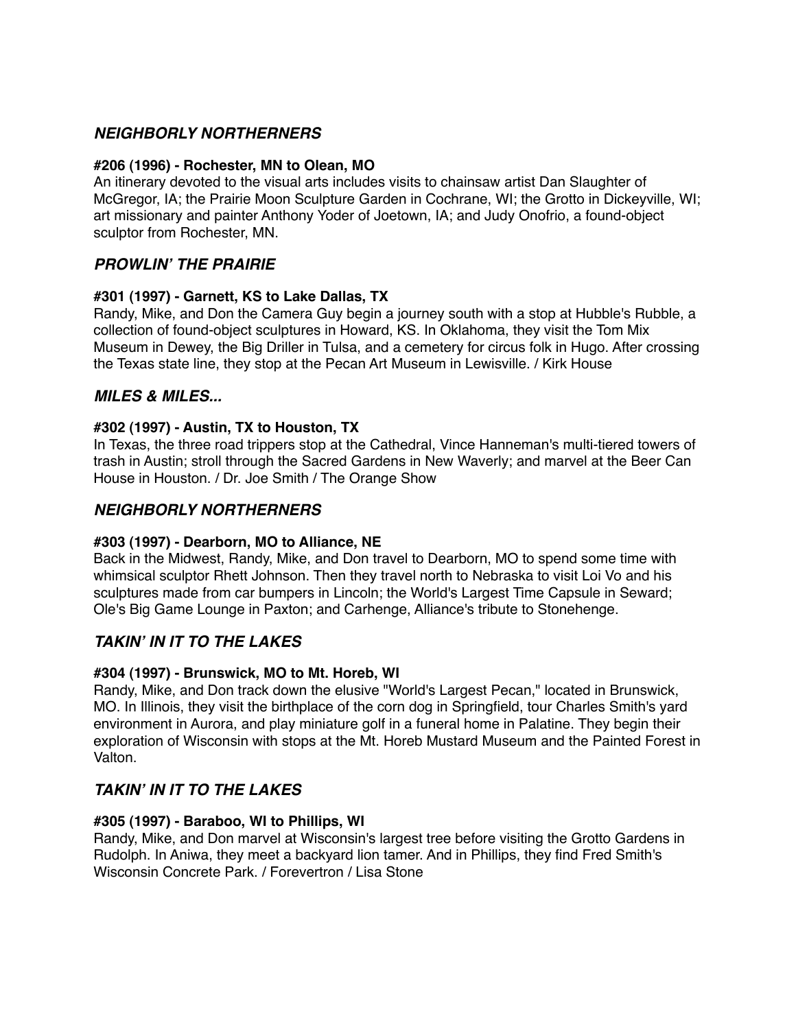## *NEIGHBORLY NORTHERNERS*

**#206 (1996) - Rochester, MN to Olean, MO**

An itinerary devoted to the visual arts includes visits to chainsaw artist Dan Slaughter of McGregor, IA; the Prairie Moon Sculpture Garden in Cochrane, WI; the Grotto in Dickeyville, WI; art missionary and painter Anthony Yoder of Joetown, IA; and Judy Onofrio, a found-object sculptor from Rochester, MN.

## *PROWLIN' THE PRAIRIE*

**#301 (1997) - Garnett, KS to Lake Dallas, TX**

Randy, Mike, and Don the Camera Guy begin a journey south with a stop at Hubble's Rubble, a collection of found-object sculptures in Howard, KS. In Oklahoma, they visit the Tom Mix Museum in Dewey, the Big Driller in Tulsa, and a cemetery for circus folk in Hugo. After crossing the Texas state line, they stop at the Pecan Art Museum in Lewisville. / Kirk House

## *MILES & MILES...*

**#302 (1997) - Austin, TX to Houston, TX**

In Texas, the three road trippers stop at the Cathedral, Vince Hanneman's multi-tiered towers of trash in Austin; stroll through the Sacred Gardens in New Waverly; and marvel at the Beer Can House in Houston. / Dr. Joe Smith / The Orange Show

## *NEIGHBORLY NORTHERNERS*

**#303 (1997) - Dearborn, MO to Alliance, NE**

Back in the Midwest, Randy, Mike, and Don travel to Dearborn, MO to spend some time with whimsical sculptor Rhett Johnson. Then they travel north to Nebraska to visit Loi Vo and his sculptures made from car bumpers in Lincoln; the World's Largest Time Capsule in Seward; Ole's Big Game Lounge in Paxton; and Carhenge, Alliance's tribute to Stonehenge.

## *TAKIN' IN IT TO THE LAKES*

**#304 (1997) - Brunswick, MO to Mt. Horeb, WI**

Randy, Mike, and Don track down the elusive "World's Largest Pecan," located in Brunswick, MO. In Illinois, they visit the birthplace of the corn dog in Springfield, tour Charles Smith's yard environment in Aurora, and play miniature golf in a funeral home in Palatine. They begin their exploration of Wisconsin with stops at the Mt. Horeb Mustard Museum and the Painted Forest in Valton.

## *TAKIN' IN IT TO THE LAKES*

**#305 (1997) - Baraboo, WI to Phillips, WI**

Randy, Mike, and Don marvel at Wisconsin's largest tree before visiting the Grotto Gardens in Rudolph. In Aniwa, they meet a backyard lion tamer. And in Phillips, they find Fred Smith's Wisconsin Concrete Park. / Forevertron / Lisa Stone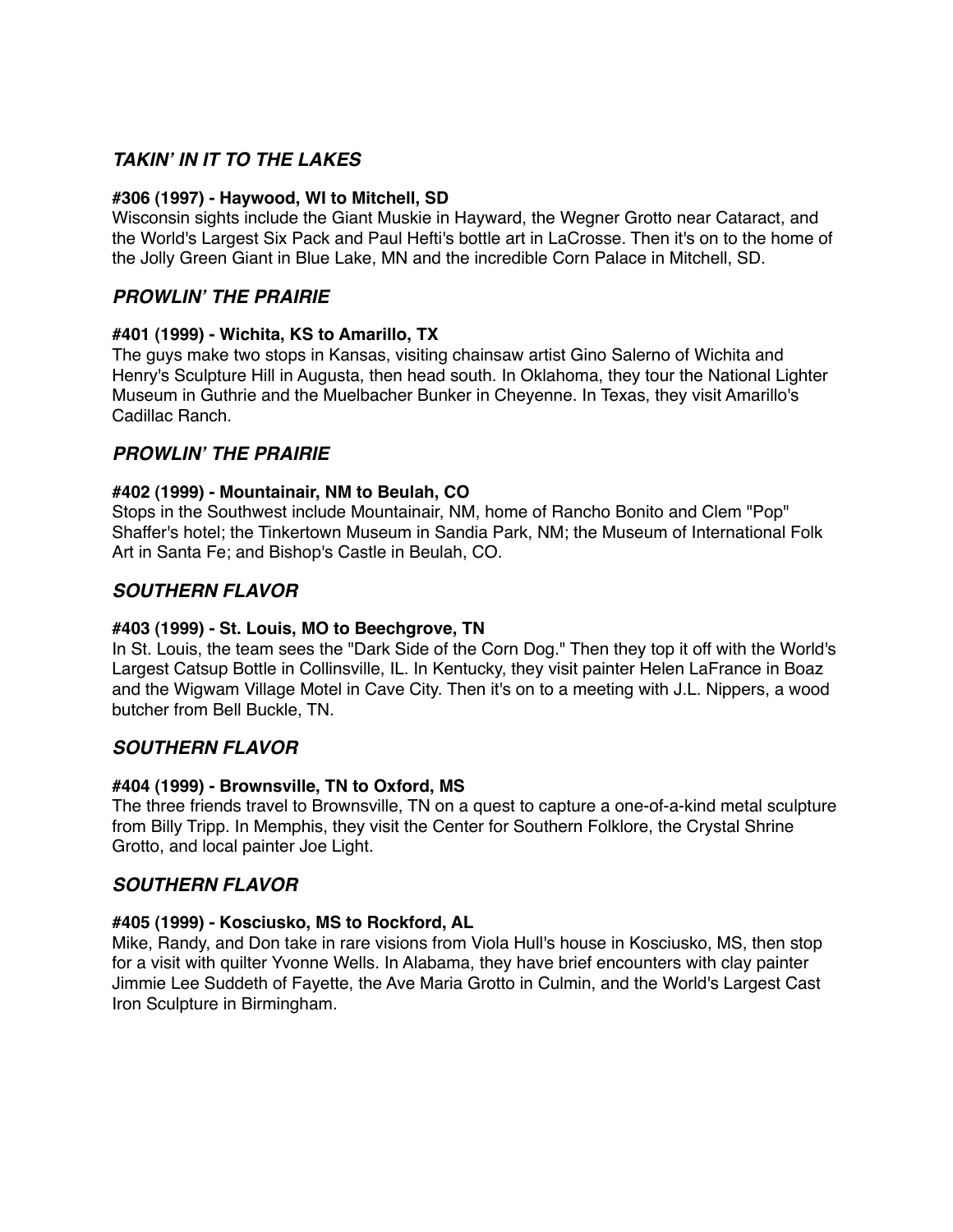## *TAKIN' IN IT TO THE LAKES*

**#306 (1997) - Haywood, WI to Mitchell, SD**
Wisconsin sights include the Giant Muskie in Hayward, the Wegner Grotto near Cataract, and the World's Largest Six Pack and Paul Hefti's bottle art in LaCrosse. Then it's on to the home of the Jolly Green Giant in Blue Lake, MN and the incredible Corn Palace in Mitchell, SD.

## *PROWLIN' THE PRAIRIE*

**#401 (1999) - Wichita, KS to Amarillo, TX**
The guys make two stops in Kansas, visiting chainsaw artist Gino Salerno of Wichita and Henry's Sculpture Hill in Augusta, then head south. In Oklahoma, they tour the National Lighter Museum in Guthrie and the Muelbacher Bunker in Cheyenne. In Texas, they visit Amarillo's Cadillac Ranch.

## *PROWLIN' THE PRAIRIE*

**#402 (1999) - Mountainair, NM to Beulah, CO**
Stops in the Southwest include Mountainair, NM, home of Rancho Bonito and Clem "Pop" Shaffer's hotel; the Tinkertown Museum in Sandia Park, NM; the Museum of International Folk Art in Santa Fe; and Bishop's Castle in Beulah, CO.

## *SOUTHERN FLAVOR*

**#403 (1999) - St. Louis, MO to Beechgrove, TN**
In St. Louis, the team sees the "Dark Side of the Corn Dog." Then they top it off with the World's Largest Catsup Bottle in Collinsville, IL. In Kentucky, they visit painter Helen LaFrance in Boaz and the Wigwam Village Motel in Cave City. Then it's on to a meeting with J.L. Nippers, a wood butcher from Bell Buckle, TN.

## *SOUTHERN FLAVOR*

**#404 (1999) - Brownsville, TN to Oxford, MS**
The three friends travel to Brownsville, TN on a quest to capture a one-of-a-kind metal sculpture from Billy Tripp. In Memphis, they visit the Center for Southern Folklore, the Crystal Shrine Grotto, and local painter Joe Light.

## *SOUTHERN FLAVOR*

**#405 (1999) - Kosciusko, MS to Rockford, AL**
Mike, Randy, and Don take in rare visions from Viola Hull's house in Kosciusko, MS, then stop for a visit with quilter Yvonne Wells. In Alabama, they have brief encounters with clay painter Jimmie Lee Suddeth of Fayette, the Ave Maria Grotto in Culmin, and the World's Largest Cast Iron Sculpture in Birmingham.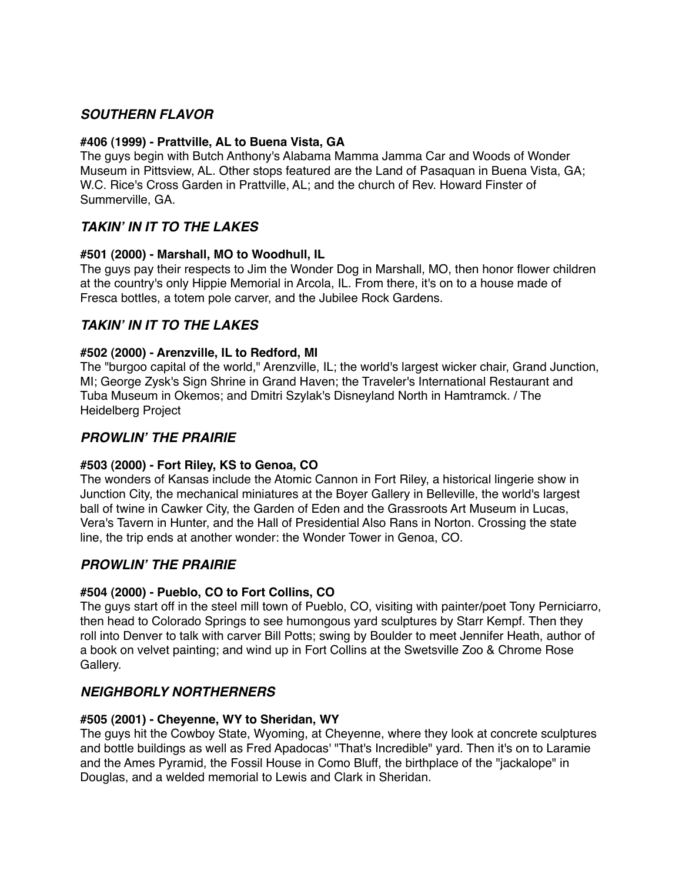## *SOUTHERN FLAVOR*

**#406 (1999) - Prattville, AL to Buena Vista, GA**

The guys begin with Butch Anthony's Alabama Mamma Jamma Car and Woods of Wonder Museum in Pittsview, AL. Other stops featured are the Land of Pasaquan in Buena Vista, GA; W.C. Rice's Cross Garden in Prattville, AL; and the church of Rev. Howard Finster of Summerville, GA.

## *TAKIN' IN IT TO THE LAKES*

**#501 (2000) - Marshall, MO to Woodhull, IL**

The guys pay their respects to Jim the Wonder Dog in Marshall, MO, then honor flower children at the country's only Hippie Memorial in Arcola, IL. From there, it's on to a house made of Fresca bottles, a totem pole carver, and the Jubilee Rock Gardens.

## *TAKIN' IN IT TO THE LAKES*

**#502 (2000) - Arenzville, IL to Redford, MI**

The "burgoo capital of the world," Arenzville, IL; the world's largest wicker chair, Grand Junction, MI; George Zysk's Sign Shrine in Grand Haven; the Traveler's International Restaurant and Tuba Museum in Okemos; and Dmitri Szylak's Disneyland North in Hamtramck. / The Heidelberg Project

## *PROWLIN' THE PRAIRIE*

**#503 (2000) - Fort Riley, KS to Genoa, CO**

The wonders of Kansas include the Atomic Cannon in Fort Riley, a historical lingerie show in Junction City, the mechanical miniatures at the Boyer Gallery in Belleville, the world's largest ball of twine in Cawker City, the Garden of Eden and the Grassroots Art Museum in Lucas, Vera's Tavern in Hunter, and the Hall of Presidential Also Rans in Norton. Crossing the state line, the trip ends at another wonder: the Wonder Tower in Genoa, CO.

## *PROWLIN' THE PRAIRIE*

**#504 (2000) - Pueblo, CO to Fort Collins, CO**

The guys start off in the steel mill town of Pueblo, CO, visiting with painter/poet Tony Perniciarro, then head to Colorado Springs to see humongous yard sculptures by Starr Kempf. Then they roll into Denver to talk with carver Bill Potts; swing by Boulder to meet Jennifer Heath, author of a book on velvet painting; and wind up in Fort Collins at the Swetsville Zoo & Chrome Rose Gallery.

## *NEIGHBORLY NORTHERNERS*

**#505 (2001) - Cheyenne, WY to Sheridan, WY**

The guys hit the Cowboy State, Wyoming, at Cheyenne, where they look at concrete sculptures and bottle buildings as well as Fred Apadocas' "That's Incredible" yard. Then it's on to Laramie and the Ames Pyramid, the Fossil House in Como Bluff, the birthplace of the "jackalope" in Douglas, and a welded memorial to Lewis and Clark in Sheridan.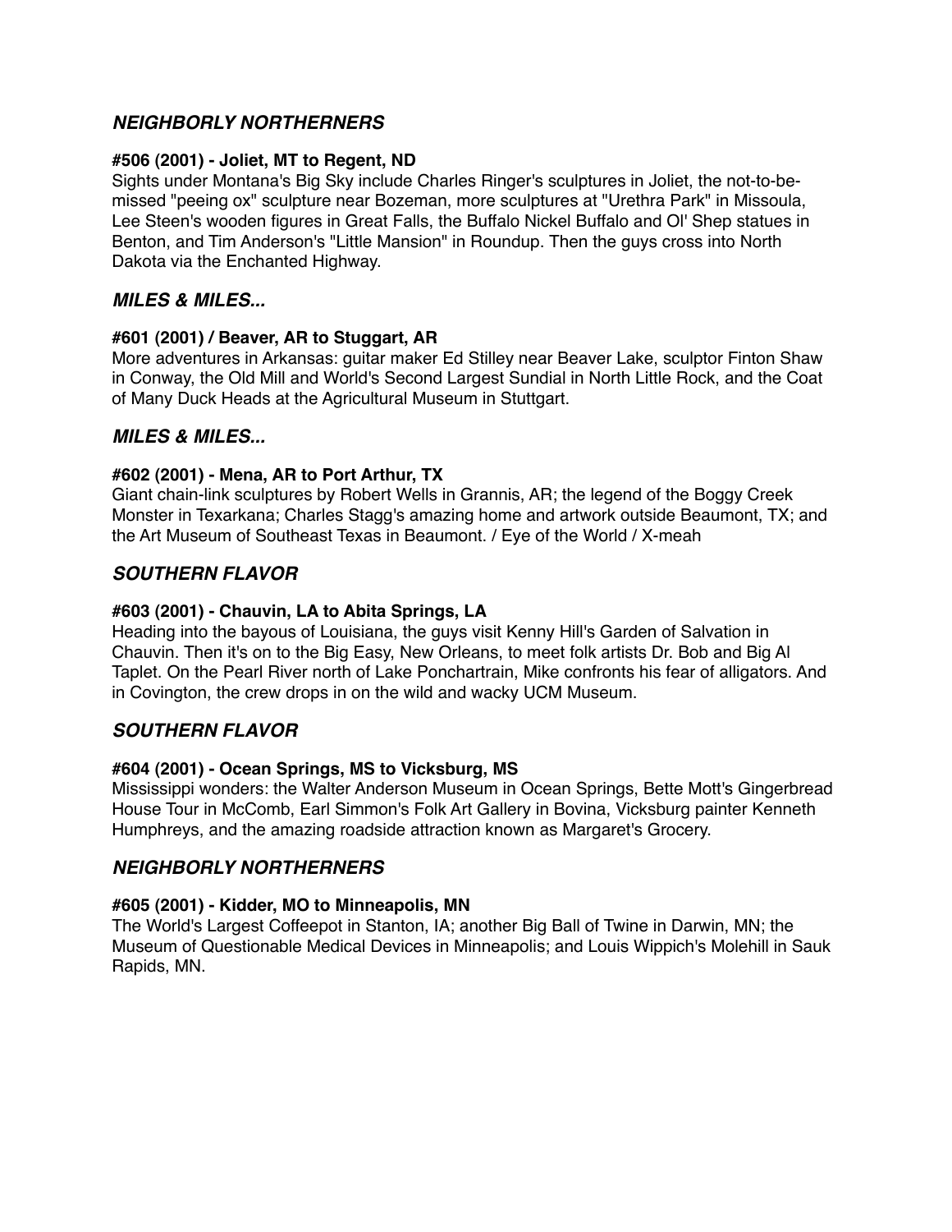## *NEIGHBORLY NORTHERNERS*

**#506 (2001) - Joliet, MT to Regent, ND**
Sights under Montana's Big Sky include Charles Ringer's sculptures in Joliet, the not-to-be-missed "peeing ox" sculpture near Bozeman, more sculptures at "Urethra Park" in Missoula, Lee Steen's wooden figures in Great Falls, the Buffalo Nickel Buffalo and Ol' Shep statues in Benton, and Tim Anderson's "Little Mansion" in Roundup. Then the guys cross into North Dakota via the Enchanted Highway.

## *MILES & MILES...*

**#601 (2001) / Beaver, AR to Stuggart, AR**
More adventures in Arkansas: guitar maker Ed Stilley near Beaver Lake, sculptor Finton Shaw in Conway, the Old Mill and World's Second Largest Sundial in North Little Rock, and the Coat of Many Duck Heads at the Agricultural Museum in Stuttgart.

## *MILES & MILES...*

**#602 (2001) - Mena, AR to Port Arthur, TX**
Giant chain-link sculptures by Robert Wells in Grannis, AR; the legend of the Boggy Creek Monster in Texarkana; Charles Stagg's amazing home and artwork outside Beaumont, TX; and the Art Museum of Southeast Texas in Beaumont. / Eye of the World / X-meah

## *SOUTHERN FLAVOR*

**#603 (2001) - Chauvin, LA to Abita Springs, LA**
Heading into the bayous of Louisiana, the guys visit Kenny Hill's Garden of Salvation in Chauvin. Then it's on to the Big Easy, New Orleans, to meet folk artists Dr. Bob and Big Al Taplet. On the Pearl River north of Lake Ponchartrain, Mike confronts his fear of alligators. And in Covington, the crew drops in on the wild and wacky UCM Museum.

## *SOUTHERN FLAVOR*

**#604 (2001) - Ocean Springs, MS to Vicksburg, MS**
Mississippi wonders: the Walter Anderson Museum in Ocean Springs, Bette Mott's Gingerbread House Tour in McComb, Earl Simmon's Folk Art Gallery in Bovina, Vicksburg painter Kenneth Humphreys, and the amazing roadside attraction known as Margaret's Grocery.

## *NEIGHBORLY NORTHERNERS*

**#605 (2001) - Kidder, MO to Minneapolis, MN**
The World's Largest Coffeepot in Stanton, IA; another Big Ball of Twine in Darwin, MN; the Museum of Questionable Medical Devices in Minneapolis; and Louis Wippich's Molehill in Sauk Rapids, MN.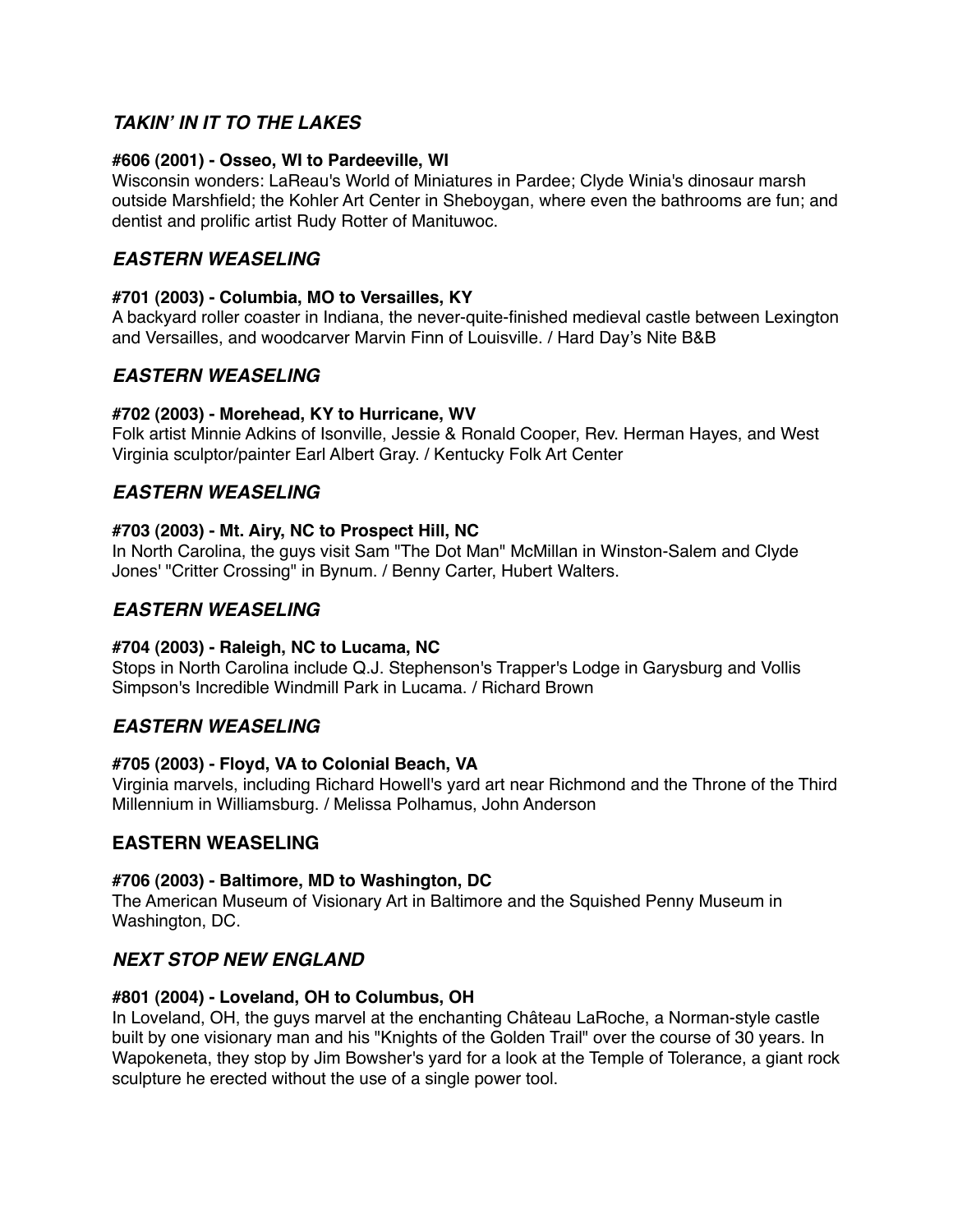## *TAKIN' IN IT TO THE LAKES*

**#606 (2001) - Osseo, WI to Pardeeville, WI**
Wisconsin wonders: LaReau's World of Miniatures in Pardee; Clyde Winia's dinosaur marsh outside Marshfield; the Kohler Art Center in Sheboygan, where even the bathrooms are fun; and dentist and prolific artist Rudy Rotter of Manituwoc.

## *EASTERN WEASELING*

**#701 (2003) - Columbia, MO to Versailles, KY**
A backyard roller coaster in Indiana, the never-quite-finished medieval castle between Lexington and Versailles, and woodcarver Marvin Finn of Louisville. / Hard Day's Nite B&B

## *EASTERN WEASELING*

**#702 (2003) - Morehead, KY to Hurricane, WV**
Folk artist Minnie Adkins of Isonville, Jessie & Ronald Cooper, Rev. Herman Hayes, and West Virginia sculptor/painter Earl Albert Gray. / Kentucky Folk Art Center

## *EASTERN WEASELING*

**#703 (2003) - Mt. Airy, NC to Prospect Hill, NC**
In North Carolina, the guys visit Sam "The Dot Man" McMillan in Winston-Salem and Clyde Jones' "Critter Crossing" in Bynum. / Benny Carter, Hubert Walters.

## *EASTERN WEASELING*

**#704 (2003) - Raleigh, NC to Lucama, NC**
Stops in North Carolina include Q.J. Stephenson's Trapper's Lodge in Garysburg and Vollis Simpson's Incredible Windmill Park in Lucama. / Richard Brown

## *EASTERN WEASELING*

**#705 (2003) - Floyd, VA to Colonial Beach, VA**
Virginia marvels, including Richard Howell's yard art near Richmond and the Throne of the Third Millennium in Williamsburg. / Melissa Polhamus, John Anderson

## EASTERN WEASELING

**#706 (2003) - Baltimore, MD to Washington, DC**
The American Museum of Visionary Art in Baltimore and the Squished Penny Museum in Washington, DC.

## *NEXT STOP NEW ENGLAND*

**#801 (2004) - Loveland, OH to Columbus, OH**
In Loveland, OH, the guys marvel at the enchanting Château LaRoche, a Norman-style castle built by one visionary man and his "Knights of the Golden Trail" over the course of 30 years. In Wapokeneta, they stop by Jim Bowsher's yard for a look at the Temple of Tolerance, a giant rock sculpture he erected without the use of a single power tool.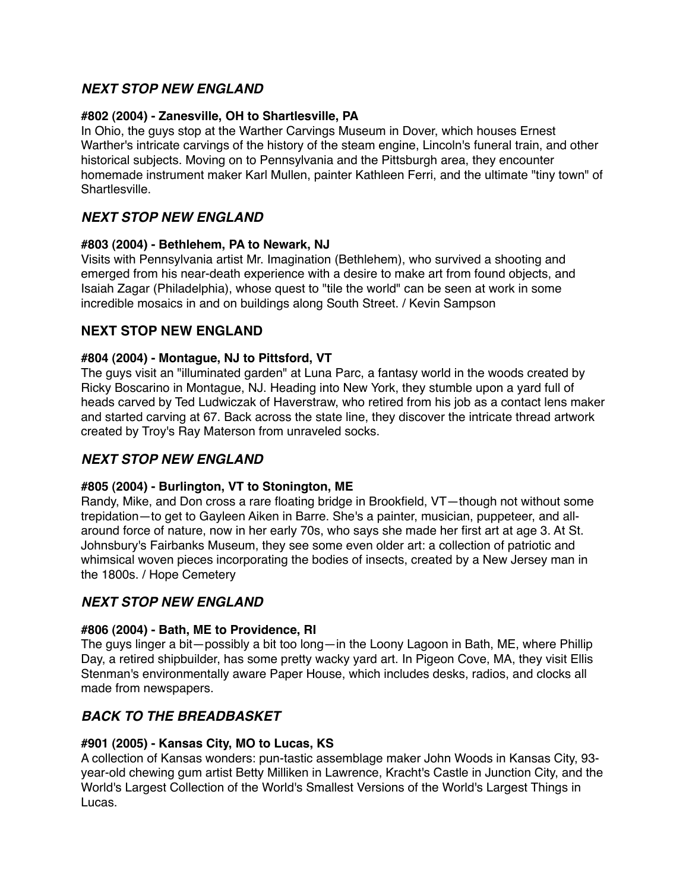## *NEXT STOP NEW ENGLAND*

**#802 (2004) - Zanesville, OH to Shartlesville, PA**

In Ohio, the guys stop at the Warther Carvings Museum in Dover, which houses Ernest Warther's intricate carvings of the history of the steam engine, Lincoln's funeral train, and other historical subjects. Moving on to Pennsylvania and the Pittsburgh area, they encounter homemade instrument maker Karl Mullen, painter Kathleen Ferri, and the ultimate "tiny town" of Shartlesville.

## *NEXT STOP NEW ENGLAND*

**#803 (2004) - Bethlehem, PA to Newark, NJ**

Visits with Pennsylvania artist Mr. Imagination (Bethlehem), who survived a shooting and emerged from his near-death experience with a desire to make art from found objects, and Isaiah Zagar (Philadelphia), whose quest to "tile the world" can be seen at work in some incredible mosaics in and on buildings along South Street. / Kevin Sampson

## NEXT STOP NEW ENGLAND

**#804 (2004) - Montague, NJ to Pittsford, VT**

The guys visit an "illuminated garden" at Luna Parc, a fantasy world in the woods created by Ricky Boscarino in Montague, NJ. Heading into New York, they stumble upon a yard full of heads carved by Ted Ludwiczak of Haverstraw, who retired from his job as a contact lens maker and started carving at 67. Back across the state line, they discover the intricate thread artwork created by Troy's Ray Materson from unraveled socks.

## *NEXT STOP NEW ENGLAND*

**#805 (2004) - Burlington, VT to Stonington, ME**

Randy, Mike, and Don cross a rare floating bridge in Brookfield, VT—though not without some trepidation—to get to Gayleen Aiken in Barre. She's a painter, musician, puppeteer, and all-around force of nature, now in her early 70s, who says she made her first art at age 3. At St. Johnsbury's Fairbanks Museum, they see some even older art: a collection of patriotic and whimsical woven pieces incorporating the bodies of insects, created by a New Jersey man in the 1800s. / Hope Cemetery

## *NEXT STOP NEW ENGLAND*

**#806 (2004) - Bath, ME to Providence, RI**

The guys linger a bit—possibly a bit too long—in the Loony Lagoon in Bath, ME, where Phillip Day, a retired shipbuilder, has some pretty wacky yard art. In Pigeon Cove, MA, they visit Ellis Stenman's environmentally aware Paper House, which includes desks, radios, and clocks all made from newspapers.

## *BACK TO THE BREADBASKET*

**#901 (2005) - Kansas City, MO to Lucas, KS**

A collection of Kansas wonders: pun-tastic assemblage maker John Woods in Kansas City, 93-year-old chewing gum artist Betty Milliken in Lawrence, Kracht's Castle in Junction City, and the World's Largest Collection of the World's Smallest Versions of the World's Largest Things in Lucas.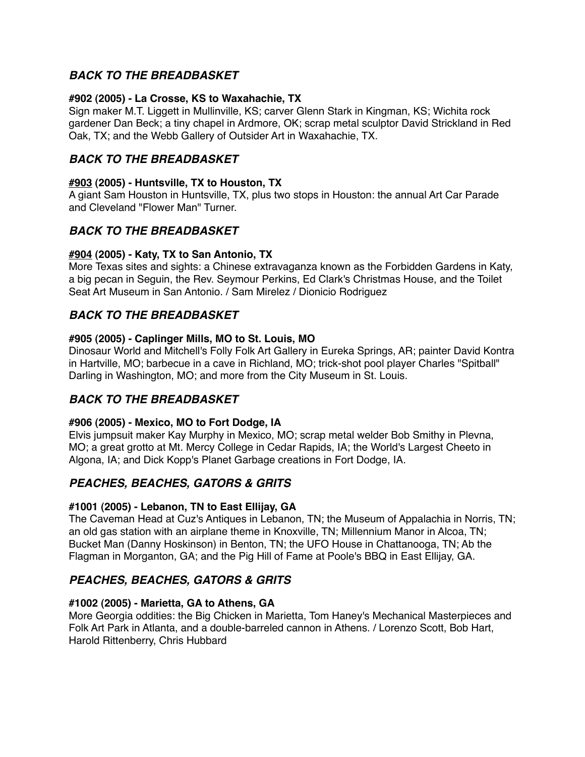## *BACK TO THE BREADBASKET*

**#902 (2005) - La Crosse, KS to Waxahachie, TX**

Sign maker M.T. Liggett in Mullinville, KS; carver Glenn Stark in Kingman, KS; Wichita rock gardener Dan Beck; a tiny chapel in Ardmore, OK; scrap metal sculptor David Strickland in Red Oak, TX; and the Webb Gallery of Outsider Art in Waxahachie, TX.

## *BACK TO THE BREADBASKET*

**#903 (2005) - Huntsville, TX to Houston, TX**

A giant Sam Houston in Huntsville, TX, plus two stops in Houston: the annual Art Car Parade and Cleveland "Flower Man" Turner.

## *BACK TO THE BREADBASKET*

**#904 (2005) - Katy, TX to San Antonio, TX**

More Texas sites and sights: a Chinese extravaganza known as the Forbidden Gardens in Katy, a big pecan in Seguin, the Rev. Seymour Perkins, Ed Clark's Christmas House, and the Toilet Seat Art Museum in San Antonio. / Sam Mirelez / Dionicio Rodriguez

## *BACK TO THE BREADBASKET*

**#905 (2005) - Caplinger Mills, MO to St. Louis, MO**

Dinosaur World and Mitchell's Folly Folk Art Gallery in Eureka Springs, AR; painter David Kontra in Hartville, MO; barbecue in a cave in Richland, MO; trick-shot pool player Charles "Spitball" Darling in Washington, MO; and more from the City Museum in St. Louis.

## *BACK TO THE BREADBASKET*

**#906 (2005) - Mexico, MO to Fort Dodge, IA**

Elvis jumpsuit maker Kay Murphy in Mexico, MO; scrap metal welder Bob Smithy in Plevna, MO; a great grotto at Mt. Mercy College in Cedar Rapids, IA; the World's Largest Cheeto in Algona, IA; and Dick Kopp's Planet Garbage creations in Fort Dodge, IA.

## *PEACHES, BEACHES, GATORS & GRITS*

**#1001 (2005) - Lebanon, TN to East Ellijay, GA**

The Caveman Head at Cuz's Antiques in Lebanon, TN; the Museum of Appalachia in Norris, TN; an old gas station with an airplane theme in Knoxville, TN; Millennium Manor in Alcoa, TN; Bucket Man (Danny Hoskinson) in Benton, TN; the UFO House in Chattanooga, TN; Ab the Flagman in Morganton, GA; and the Pig Hill of Fame at Poole's BBQ in East Ellijay, GA.

## *PEACHES, BEACHES, GATORS & GRITS*

**#1002 (2005) - Marietta, GA to Athens, GA**

More Georgia oddities: the Big Chicken in Marietta, Tom Haney's Mechanical Masterpieces and Folk Art Park in Atlanta, and a double-barreled cannon in Athens. / Lorenzo Scott, Bob Hart, Harold Rittenberry, Chris Hubbard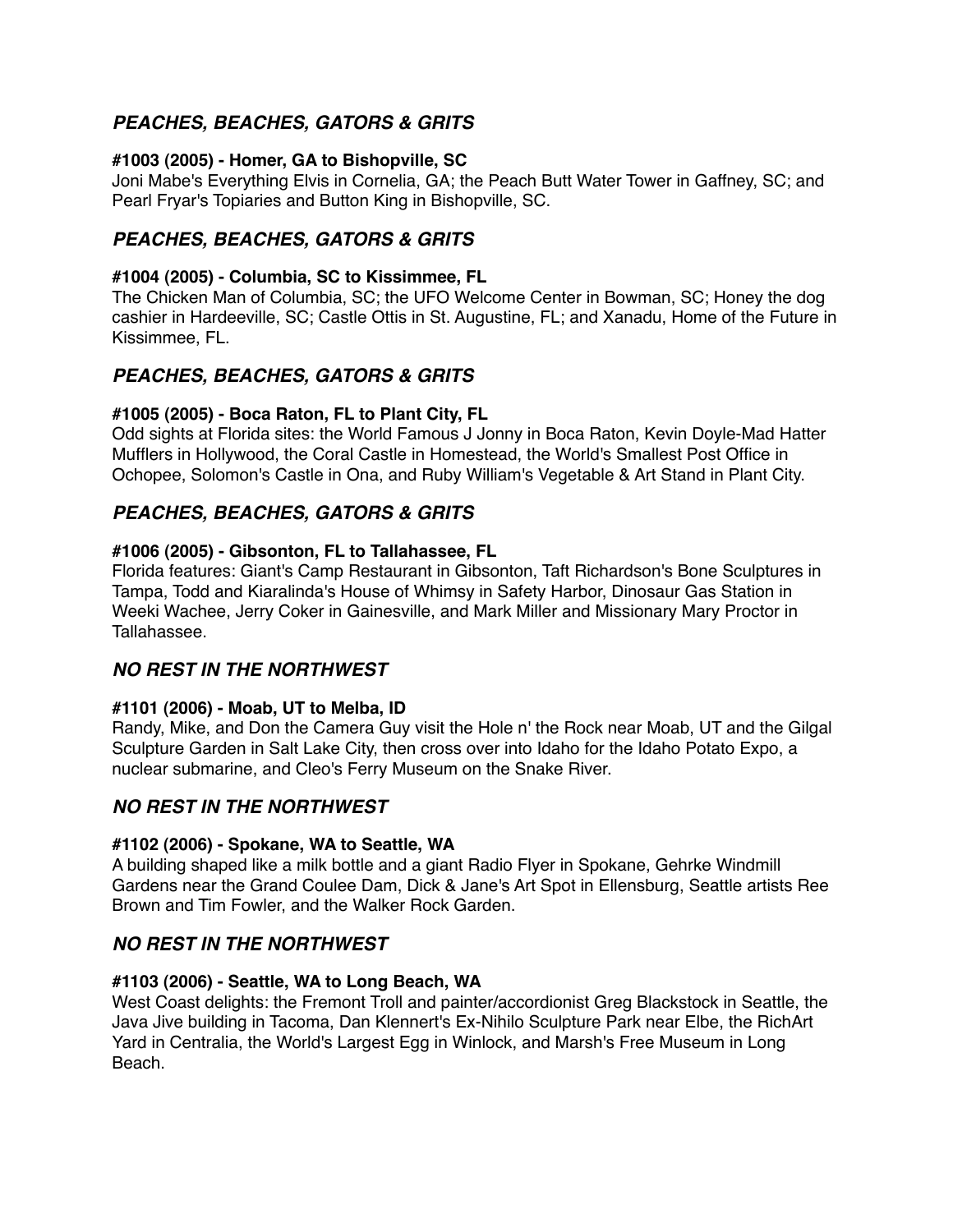## *PEACHES, BEACHES, GATORS & GRITS*

**#1003 (2005) - Homer, GA to Bishopville, SC**
Joni Mabe's Everything Elvis in Cornelia, GA; the Peach Butt Water Tower in Gaffney, SC; and Pearl Fryar's Topiaries and Button King in Bishopville, SC.

## *PEACHES, BEACHES, GATORS & GRITS*

**#1004 (2005) - Columbia, SC to Kissimmee, FL**
The Chicken Man of Columbia, SC; the UFO Welcome Center in Bowman, SC; Honey the dog cashier in Hardeeville, SC; Castle Ottis in St. Augustine, FL; and Xanadu, Home of the Future in Kissimmee, FL.

## *PEACHES, BEACHES, GATORS & GRITS*

**#1005 (2005) - Boca Raton, FL to Plant City, FL**
Odd sights at Florida sites: the World Famous J Jonny in Boca Raton, Kevin Doyle-Mad Hatter Mufflers in Hollywood, the Coral Castle in Homestead, the World's Smallest Post Office in Ochopee, Solomon's Castle in Ona, and Ruby William's Vegetable & Art Stand in Plant City.

## *PEACHES, BEACHES, GATORS & GRITS*

**#1006 (2005) - Gibsonton, FL to Tallahassee, FL**
Florida features: Giant's Camp Restaurant in Gibsonton, Taft Richardson's Bone Sculptures in Tampa, Todd and Kiaralinda's House of Whimsy in Safety Harbor, Dinosaur Gas Station in Weeki Wachee, Jerry Coker in Gainesville, and Mark Miller and Missionary Mary Proctor in Tallahassee.

## *NO REST IN THE NORTHWEST*

**#1101 (2006) - Moab, UT to Melba, ID**
Randy, Mike, and Don the Camera Guy visit the Hole n' the Rock near Moab, UT and the Gilgal Sculpture Garden in Salt Lake City, then cross over into Idaho for the Idaho Potato Expo, a nuclear submarine, and Cleo's Ferry Museum on the Snake River.

## *NO REST IN THE NORTHWEST*

**#1102 (2006) - Spokane, WA to Seattle, WA**
A building shaped like a milk bottle and a giant Radio Flyer in Spokane, Gehrke Windmill Gardens near the Grand Coulee Dam, Dick & Jane's Art Spot in Ellensburg, Seattle artists Ree Brown and Tim Fowler, and the Walker Rock Garden.

## *NO REST IN THE NORTHWEST*

**#1103 (2006) - Seattle, WA to Long Beach, WA**
West Coast delights: the Fremont Troll and painter/accordionist Greg Blackstock in Seattle, the Java Jive building in Tacoma, Dan Klennert's Ex-Nihilo Sculpture Park near Elbe, the RichArt Yard in Centralia, the World's Largest Egg in Winlock, and Marsh's Free Museum in Long Beach.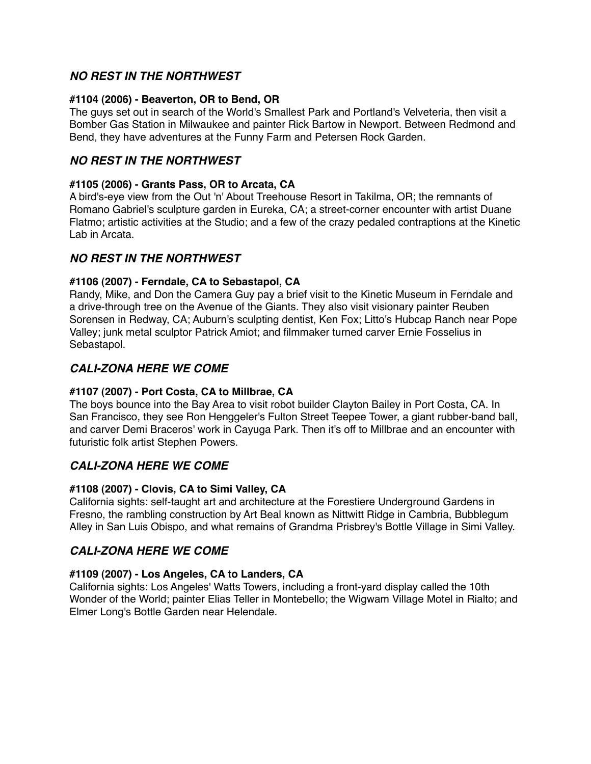## *NO REST IN THE NORTHWEST*

**#1104 (2006) - Beaverton, OR to Bend, OR**

The guys set out in search of the World's Smallest Park and Portland's Velveteria, then visit a Bomber Gas Station in Milwaukee and painter Rick Bartow in Newport. Between Redmond and Bend, they have adventures at the Funny Farm and Petersen Rock Garden.

## *NO REST IN THE NORTHWEST*

**#1105 (2006) - Grants Pass, OR to Arcata, CA**

A bird's-eye view from the Out 'n' About Treehouse Resort in Takilma, OR; the remnants of Romano Gabriel's sculpture garden in Eureka, CA; a street-corner encounter with artist Duane Flatmo; artistic activities at the Studio; and a few of the crazy pedaled contraptions at the Kinetic Lab in Arcata.

## *NO REST IN THE NORTHWEST*

**#1106 (2007) - Ferndale, CA to Sebastapol, CA**

Randy, Mike, and Don the Camera Guy pay a brief visit to the Kinetic Museum in Ferndale and a drive-through tree on the Avenue of the Giants. They also visit visionary painter Reuben Sorensen in Redway, CA; Auburn's sculpting dentist, Ken Fox; Litto's Hubcap Ranch near Pope Valley; junk metal sculptor Patrick Amiot; and filmmaker turned carver Ernie Fosselius in Sebastapol.

## *CALI-ZONA HERE WE COME*

**#1107 (2007) - Port Costa, CA to Millbrae, CA**

The boys bounce into the Bay Area to visit robot builder Clayton Bailey in Port Costa, CA. In San Francisco, they see Ron Henggeler's Fulton Street Teepee Tower, a giant rubber-band ball, and carver Demi Braceros' work in Cayuga Park. Then it's off to Millbrae and an encounter with futuristic folk artist Stephen Powers.

## *CALI-ZONA HERE WE COME*

**#1108 (2007) - Clovis, CA to Simi Valley, CA**

California sights: self-taught art and architecture at the Forestiere Underground Gardens in Fresno, the rambling construction by Art Beal known as Nittwitt Ridge in Cambria, Bubblegum Alley in San Luis Obispo, and what remains of Grandma Prisbrey's Bottle Village in Simi Valley.

## *CALI-ZONA HERE WE COME*

**#1109 (2007) - Los Angeles, CA to Landers, CA**

California sights: Los Angeles' Watts Towers, including a front-yard display called the 10th Wonder of the World; painter Elias Teller in Montebello; the Wigwam Village Motel in Rialto; and Elmer Long's Bottle Garden near Helendale.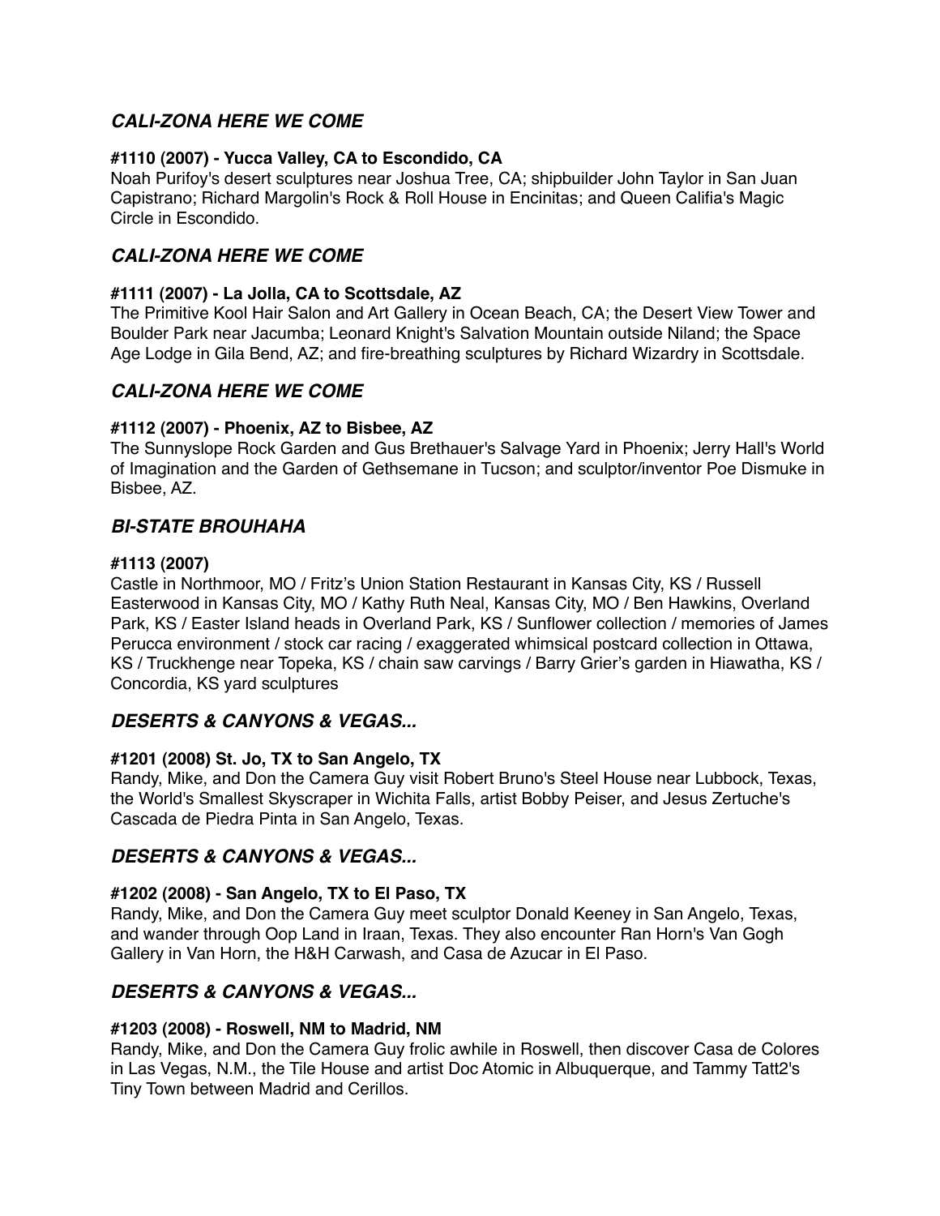## *CALI-ZONA HERE WE COME*

**#1110 (2007) - Yucca Valley, CA to Escondido, CA**

Noah Purifoy's desert sculptures near Joshua Tree, CA; shipbuilder John Taylor in San Juan Capistrano; Richard Margolin's Rock & Roll House in Encinitas; and Queen Califia's Magic Circle in Escondido.

## *CALI-ZONA HERE WE COME*

**#1111 (2007) - La Jolla, CA to Scottsdale, AZ**

The Primitive Kool Hair Salon and Art Gallery in Ocean Beach, CA; the Desert View Tower and Boulder Park near Jacumba; Leonard Knight's Salvation Mountain outside Niland; the Space Age Lodge in Gila Bend, AZ; and fire-breathing sculptures by Richard Wizardry in Scottsdale.

## *CALI-ZONA HERE WE COME*

**#1112 (2007) - Phoenix, AZ to Bisbee, AZ**

The Sunnyslope Rock Garden and Gus Brethauer's Salvage Yard in Phoenix; Jerry Hall's World of Imagination and the Garden of Gethsemane in Tucson; and sculptor/inventor Poe Dismuke in Bisbee, AZ.

## *BI-STATE BROUHAHA*

**#1113 (2007)**

Castle in Northmoor, MO / Fritz's Union Station Restaurant in Kansas City, KS / Russell Easterwood in Kansas City, MO / Kathy Ruth Neal, Kansas City, MO / Ben Hawkins, Overland Park, KS / Easter Island heads in Overland Park, KS / Sunflower collection / memories of James Perucca environment / stock car racing / exaggerated whimsical postcard collection in Ottawa, KS / Truckhenge near Topeka, KS / chain saw carvings / Barry Grier's garden in Hiawatha, KS / Concordia, KS yard sculptures

## *DESERTS & CANYONS & VEGAS...*

**#1201 (2008) St. Jo, TX to San Angelo, TX**

Randy, Mike, and Don the Camera Guy visit Robert Bruno's Steel House near Lubbock, Texas, the World's Smallest Skyscraper in Wichita Falls, artist Bobby Peiser, and Jesus Zertuche's Cascada de Piedra Pinta in San Angelo, Texas.

## *DESERTS & CANYONS & VEGAS...*

**#1202 (2008) - San Angelo, TX to El Paso, TX**

Randy, Mike, and Don the Camera Guy meet sculptor Donald Keeney in San Angelo, Texas, and wander through Oop Land in Iraan, Texas. They also encounter Ran Horn's Van Gogh Gallery in Van Horn, the H&H Carwash, and Casa de Azucar in El Paso.

## *DESERTS & CANYONS & VEGAS...*

**#1203 (2008) - Roswell, NM to Madrid, NM**

Randy, Mike, and Don the Camera Guy frolic awhile in Roswell, then discover Casa de Colores in Las Vegas, N.M., the Tile House and artist Doc Atomic in Albuquerque, and Tammy Tatt2's Tiny Town between Madrid and Cerillos.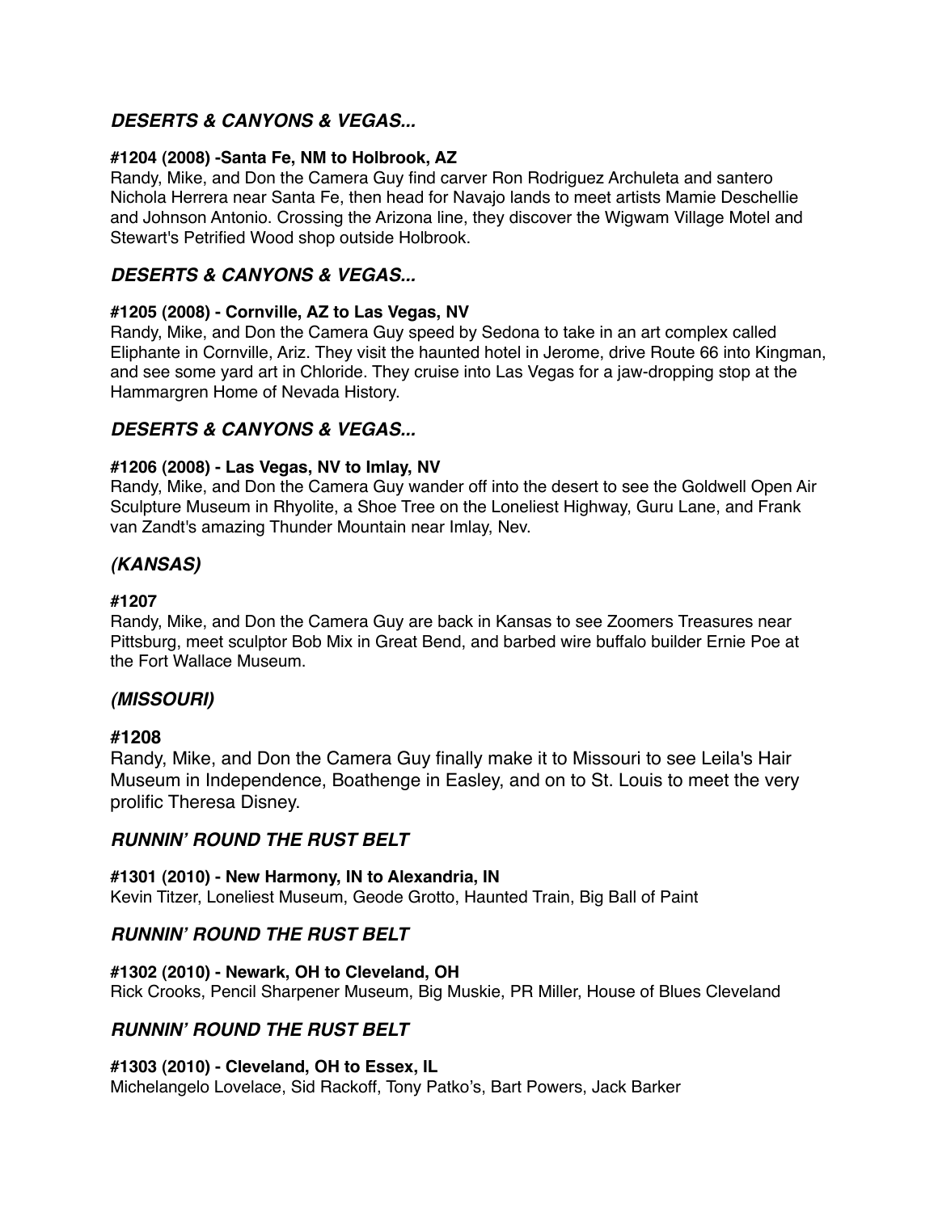### *DESERTS & CANYONS & VEGAS...*

**#1204 (2008) -Santa Fe, NM to Holbrook, AZ**
Randy, Mike, and Don the Camera Guy find carver Ron Rodriguez Archuleta and santero Nichola Herrera near Santa Fe, then head for Navajo lands to meet artists Mamie Deschellie and Johnson Antonio. Crossing the Arizona line, they discover the Wigwam Village Motel and Stewart's Petrified Wood shop outside Holbrook.

### *DESERTS & CANYONS & VEGAS...*

**#1205 (2008) - Cornville, AZ to Las Vegas, NV**
Randy, Mike, and Don the Camera Guy speed by Sedona to take in an art complex called Eliphante in Cornville, Ariz. They visit the haunted hotel in Jerome, drive Route 66 into Kingman, and see some yard art in Chloride. They cruise into Las Vegas for a jaw-dropping stop at the Hammargren Home of Nevada History.

### *DESERTS & CANYONS & VEGAS...*

**#1206 (2008) - Las Vegas, NV to Imlay, NV**
Randy, Mike, and Don the Camera Guy wander off into the desert to see the Goldwell Open Air Sculpture Museum in Rhyolite, a Shoe Tree on the Loneliest Highway, Guru Lane, and Frank van Zandt's amazing Thunder Mountain near Imlay, Nev.

### *(KANSAS)*

**#1207**
Randy, Mike, and Don the Camera Guy are back in Kansas to see Zoomers Treasures near Pittsburg, meet sculptor Bob Mix in Great Bend, and barbed wire buffalo builder Ernie Poe at the Fort Wallace Museum.

### *(MISSOURI)*

**#1208**
Randy, Mike, and Don the Camera Guy finally make it to Missouri to see Leila's Hair Museum in Independence, Boathenge in Easley, and on to St. Louis to meet the very prolific Theresa Disney.

### *RUNNIN' ROUND THE RUST BELT*

**#1301 (2010) - New Harmony, IN to Alexandria, IN**
Kevin Titzer, Loneliest Museum, Geode Grotto, Haunted Train, Big Ball of Paint

### *RUNNIN' ROUND THE RUST BELT*

**#1302 (2010) - Newark, OH to Cleveland, OH**
Rick Crooks, Pencil Sharpener Museum, Big Muskie, PR Miller, House of Blues Cleveland

### *RUNNIN' ROUND THE RUST BELT*

**#1303 (2010) - Cleveland, OH to Essex, IL**
Michelangelo Lovelace, Sid Rackoff, Tony Patko's, Bart Powers, Jack Barker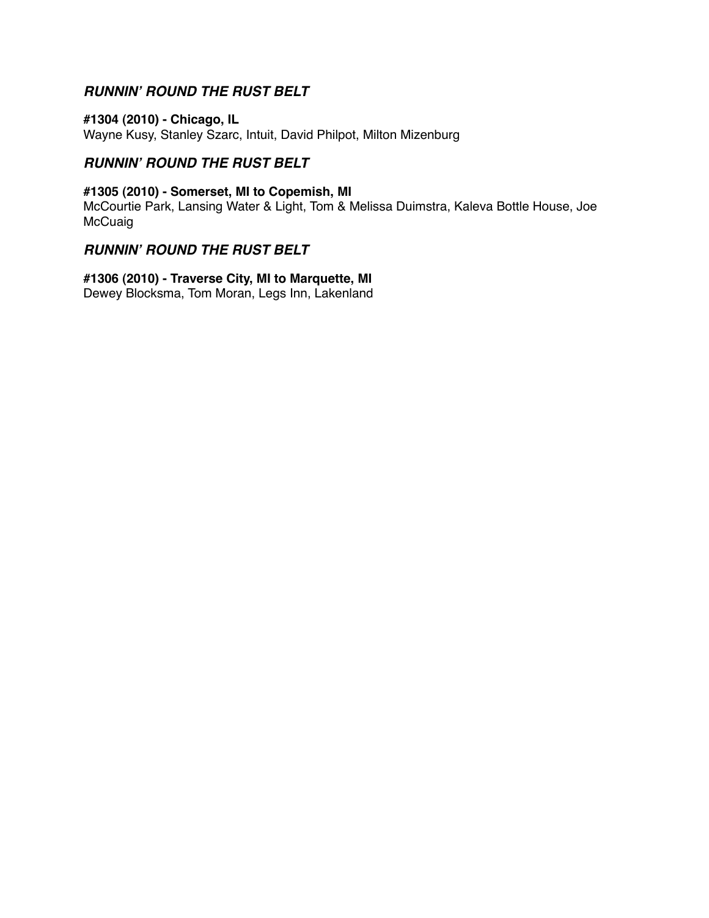### *RUNNIN' ROUND THE RUST BELT*

**#1304 (2010) - Chicago, IL**
Wayne Kusy, Stanley Szarc, Intuit, David Philpot, Milton Mizenburg

### *RUNNIN' ROUND THE RUST BELT*

**#1305 (2010) - Somerset, MI to Copemish, MI**
McCourtie Park, Lansing Water & Light, Tom & Melissa Duimstra, Kaleva Bottle House, Joe McCuaig

### *RUNNIN' ROUND THE RUST BELT*

**#1306 (2010) - Traverse City, MI to Marquette, MI**
Dewey Blocksma, Tom Moran, Legs Inn, Lakenland